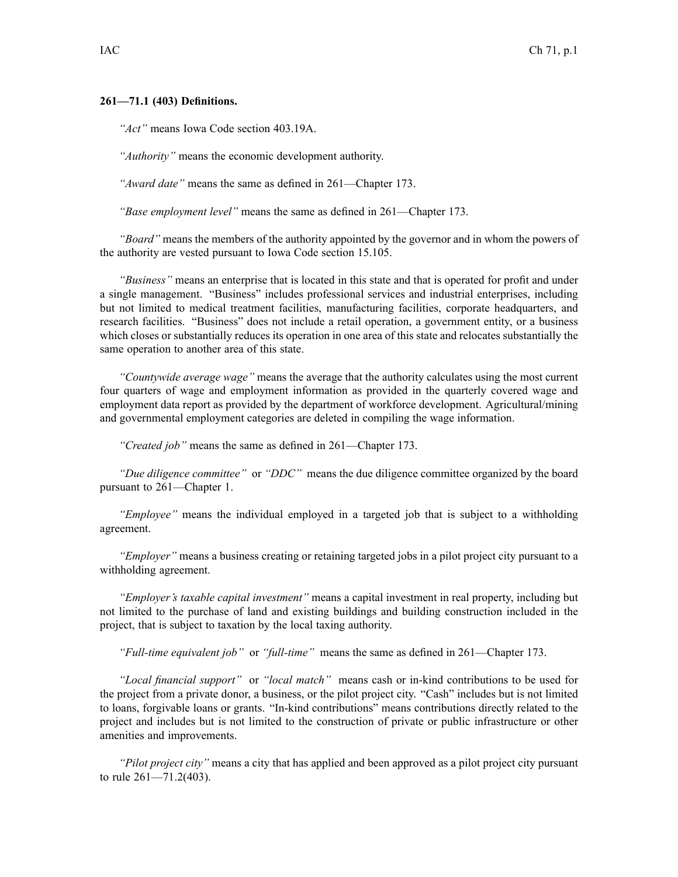**261—71.1 (403) Definitions.**

*"Act"* means Iowa Code section 403.19A.

*"Authority"* means the economic development authority.

*"Award date"* means the same as defined in 261—Chapter 173.

*"Base employment level"* means the same as defined in 261—Chapter 173.

*"Board"* means the members of the authority appointed by the governor and in whom the powers of the authority are vested pursuant to Iowa Code section 15.105.

*"Business"* means an enterprise that is located in this state and that is operated for profit and under a single management. "Business" includes professional services and industrial enterprises, including but not limited to medical treatment facilities, manufacturing facilities, corporate headquarters, and research facilities. "Business" does not include a retail operation, a government entity, or a business which closes or substantially reduces its operation in one area of this state and relocates substantially the same operation to another area of this state.

*"Countywide average wage"* means the average that the authority calculates using the most current four quarters of wage and employment information as provided in the quarterly covered wage and employment data report as provided by the department of workforce development. Agricultural/mining and governmental employment categories are deleted in compiling the wage information.

*"Created job"* means the same as defined in 261—Chapter 173.

*"Due diligence committee"* or *"DDC"* means the due diligence committee organized by the board pursuant to 261—Chapter 1.

*"Employee"* means the individual employed in a targeted job that is subject to a withholding agreement.

*"Employer"* means a business creating or retaining targeted jobs in a pilot project city pursuant to a withholding agreement.

*"Employer's taxable capital investment"* means a capital investment in real property, including but not limited to the purchase of land and existing buildings and building construction included in the project, that is subject to taxation by the local taxing authority.

*"Full-time equivalent job"* or *"full-time"* means the same as defined in 261—Chapter 173.

*"Local financial support"* or *"local match"* means cash or in-kind contributions to be used for the project from a private donor, a business, or the pilot project city. "Cash" includes but is not limited to loans, forgivable loans or grants. "In-kind contributions" means contributions directly related to the project and includes but is not limited to the construction of private or public infrastructure or other amenities and improvements.

*"Pilot project city"* means a city that has applied and been approved as a pilot project city pursuant to rule 261—71.2(403).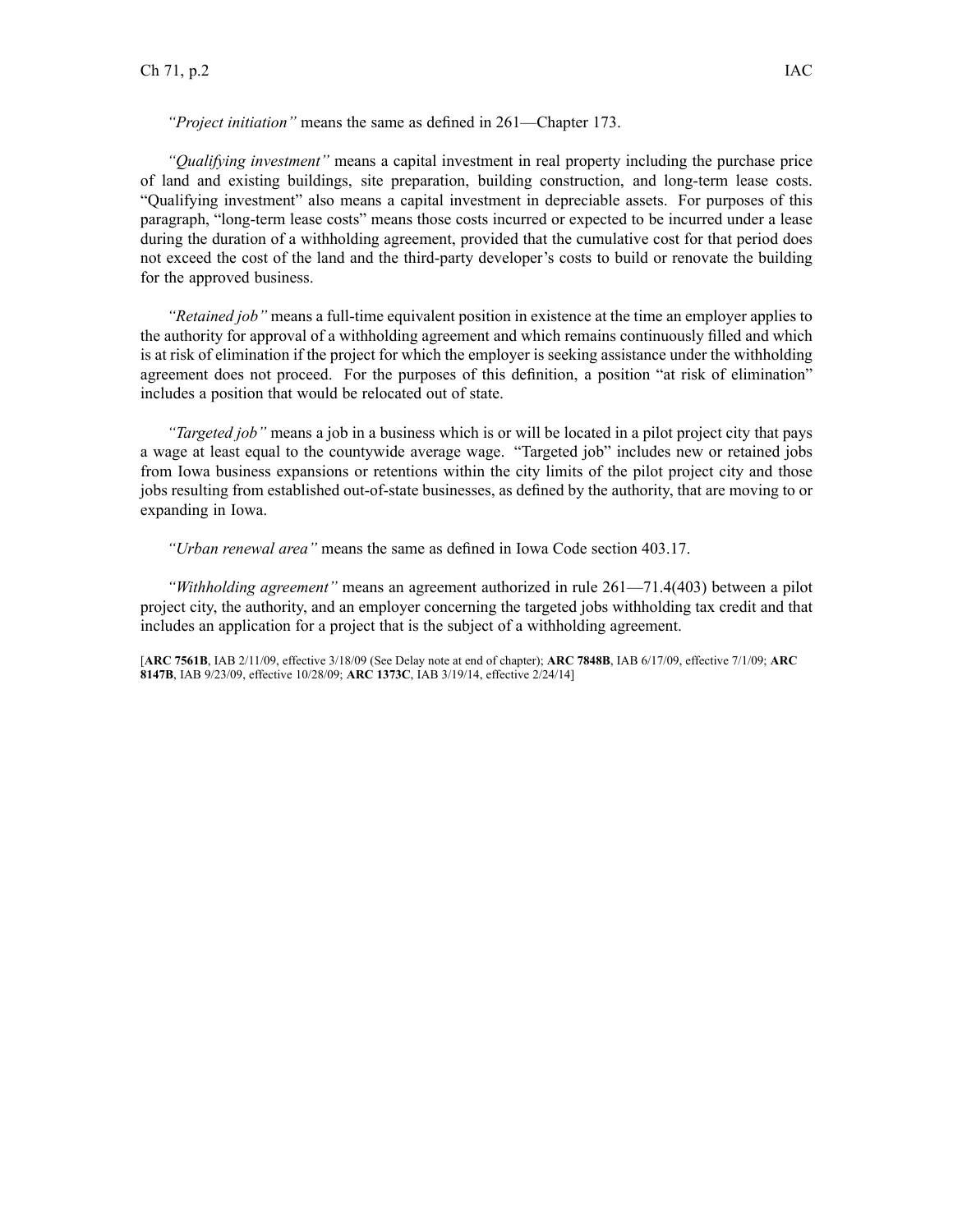*"Project initiation"* means the same as defined in 261—Chapter 173.

*"Qualifying investment"* means a capital investment in real property including the purchase price of land and existing buildings, site preparation, building construction, and long-term lease costs. "Qualifying investment" also means a capital investment in depreciable assets. For purposes of this paragraph, "long-term lease costs" means those costs incurred or expected to be incurred under a lease during the duration of a withholding agreement, provided that the cumulative cost for that period does not exceed the cost of the land and the third-party developer's costs to build or renovate the building for the approved business.

*"Retained job"* means a full-time equivalent position in existence at the time an employer applies to the authority for approval of a withholding agreement and which remains continuously filled and which is at risk of elimination if the project for which the employer is seeking assistance under the withholding agreement does not proceed. For the purposes of this definition, a position "at risk of elimination" includes a position that would be relocated out of state.

*"Targeted job"* means a job in a business which is or will be located in a pilot project city that pays a wage at least equal to the countywide average wage. "Targeted job" includes new or retained jobs from Iowa business expansions or retentions within the city limits of the pilot project city and those jobs resulting from established out-of-state businesses, as defined by the authority, that are moving to or expanding in Iowa.

*"Urban renewal area"* means the same as defined in Iowa Code section 403.17.

*"Withholding agreement"* means an agreement authorized in rule 261—71.4(403) between a pilot project city, the authority, and an employer concerning the targeted jobs withholding tax credit and that includes an application for a project that is the subject of a withholding agreement.

[**ARC 7561B**, IAB 2/11/09, effective 3/18/09 (See Delay note at end of chapter); **ARC 7848B**, IAB 6/17/09, effective 7/1/09; **ARC 8147B**, IAB 9/23/09, effective 10/28/09; **ARC 1373C**, IAB 3/19/14, effective 2/24/14]